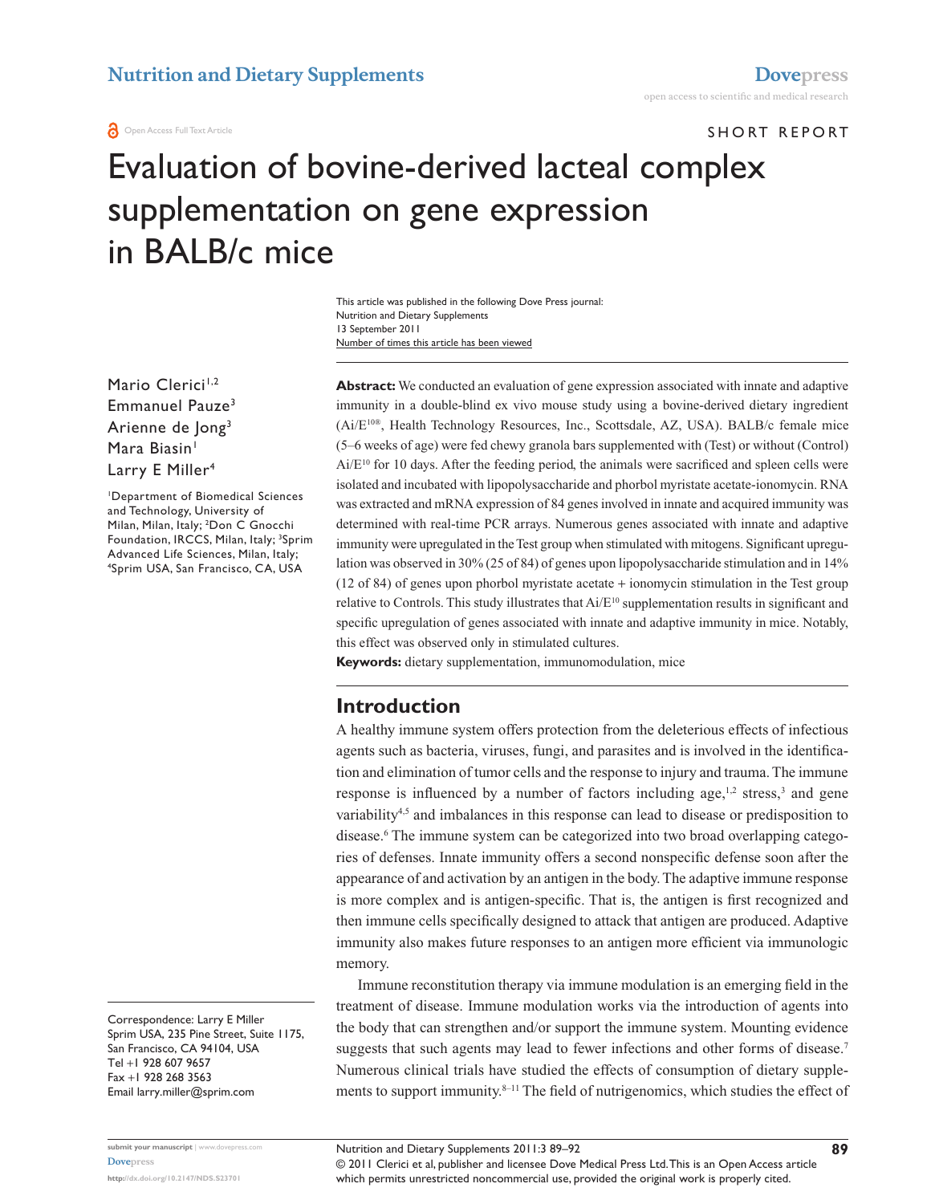# Evaluation of bovine-derived lacteal complex supplementation on gene expression in BALB/c mice

SHORT REPORT

This article was published in the following Dove Press journal:
Nutrition and Dietary Supplements
13 September 2011
Number of times this article has been viewed

Mario Clerici[1,2]
Emmanuel Pauze[3]
Arienne de Jong[3]
Mara Biasin[1]
Larry E Miller[4]

[1]Department of Biomedical Sciences and Technology, University of Milan, Milan, Italy; [2]Don C Gnocchi Foundation, IRCCS, Milan, Italy; [3]Sprim Advanced Life Sciences, Milan, Italy; [4]Sprim USA, San Francisco, CA, USA

Correspondence: Larry E Miller
Sprim USA, 235 Pine Street, Suite 1175, San Francisco, CA 94104, USA
Tel +1 928 607 9657
Fax +1 928 268 3563
Email larry.miller@sprim.com

**Abstract:** We conducted an evaluation of gene expression associated with innate and adaptive immunity in a double-blind ex vivo mouse study using a bovine-derived dietary ingredient (Ai/E[10®], Health Technology Resources, Inc., Scottsdale, AZ, USA). BALB/c female mice (5–6 weeks of age) were fed chewy granola bars supplemented with (Test) or without (Control) Ai/E[10] for 10 days. After the feeding period, the animals were sacrificed and spleen cells were isolated and incubated with lipopolysaccharide and phorbol myristate acetate-ionomycin. RNA was extracted and mRNA expression of 84 genes involved in innate and acquired immunity was determined with real-time PCR arrays. Numerous genes associated with innate and adaptive immunity were upregulated in the Test group when stimulated with mitogens. Significant upregulation was observed in 30% (25 of 84) of genes upon lipopolysaccharide stimulation and in 14% (12 of 84) of genes upon phorbol myristate acetate + ionomycin stimulation in the Test group relative to Controls. This study illustrates that Ai/E[10] supplementation results in significant and specific upregulation of genes associated with innate and adaptive immunity in mice. Notably, this effect was observed only in stimulated cultures.

**Keywords:** dietary supplementation, immunomodulation, mice

## Introduction

A healthy immune system offers protection from the deleterious effects of infectious agents such as bacteria, viruses, fungi, and parasites and is involved in the identification and elimination of tumor cells and the response to injury and trauma. The immune response is influenced by a number of factors including age,[1,2] stress,[3] and gene variability[4,5] and imbalances in this response can lead to disease or predisposition to disease.[6] The immune system can be categorized into two broad overlapping categories of defenses. Innate immunity offers a second nonspecific defense soon after the appearance of and activation by an antigen in the body. The adaptive immune response is more complex and is antigen-specific. That is, the antigen is first recognized and then immune cells specifically designed to attack that antigen are produced. Adaptive immunity also makes future responses to an antigen more efficient via immunologic memory.

Immune reconstitution therapy via immune modulation is an emerging field in the treatment of disease. Immune modulation works via the introduction of agents into the body that can strengthen and/or support the immune system. Mounting evidence suggests that such agents may lead to fewer infections and other forms of disease.[7] Numerous clinical trials have studied the effects of consumption of dietary supplements to support immunity.[8–11] The field of nutrigenomics, which studies the effect of

© 2011 Clerici et al, publisher and licensee Dove Medical Press Ltd. This is an Open Access article which permits unrestricted noncommercial use, provided the original work is properly cited.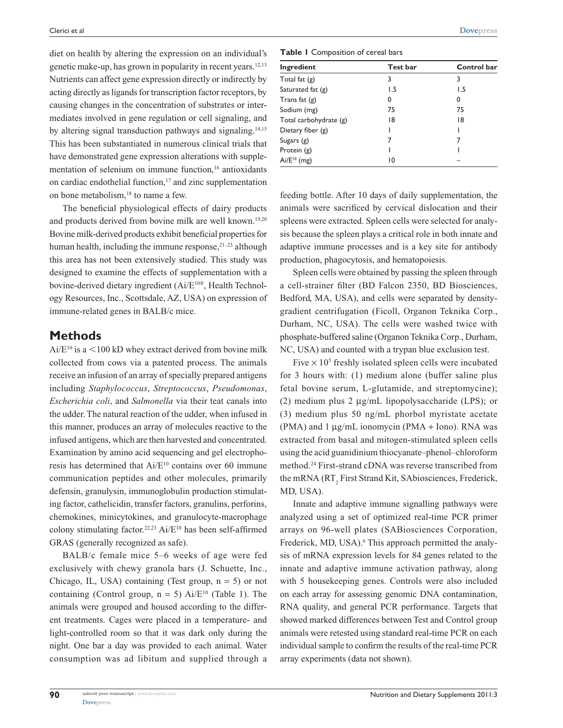diet on health by altering the expression on an individual's genetic make-up, has grown in popularity in recent years.[12,13] Nutrients can affect gene expression directly or indirectly by acting directly as ligands for transcription factor receptors, by causing changes in the concentration of substrates or intermediates involved in gene regulation or cell signaling, and by altering signal transduction pathways and signaling.[14,15] This has been substantiated in numerous clinical trials that have demonstrated gene expression alterations with supplementation of selenium on immune function,[16] antioxidants on cardiac endothelial function,[17] and zinc supplementation on bone metabolism,[18] to name a few.

The beneficial physiological effects of dairy products and products derived from bovine milk are well known.[19,20] Bovine milk-derived products exhibit beneficial properties for human health, including the immune response,[21–23] although this area has not been extensively studied. This study was designed to examine the effects of supplementation with a bovine-derived dietary ingredient (Ai/E[10]®, Health Technology Resources, Inc., Scottsdale, AZ, USA) on expression of immune-related genes in BALB/c mice.

## Methods

Ai/E[10] is a <100 kD whey extract derived from bovine milk collected from cows via a patented process. The animals receive an infusion of an array of specially prepared antigens including *Staphylococcus*, *Streptococcus*, *Pseudomonas*, *Escherichia coli*, and *Salmonella* via their teat canals into the udder. The natural reaction of the udder, when infused in this manner, produces an array of molecules reactive to the infused antigens, which are then harvested and concentrated. Examination by amino acid sequencing and gel electrophoresis has determined that Ai/E[10] contains over 60 immune communication peptides and other molecules, primarily defensin, granulysin, immunoglobulin production stimulating factor, cathelicidin, transfer factors, granulins, perforins, chemokines, minicytokines, and granulocyte-macrophage colony stimulating factor.[22,23] Ai/E[10] has been self-affirmed GRAS (generally recognized as safe).

BALB/c female mice 5–6 weeks of age were fed exclusively with chewy granola bars (J. Schuette, Inc., Chicago, IL, USA) containing (Test group, n = 5) or not containing (Control group, n = 5) Ai/E[10] (Table 1). The animals were grouped and housed according to the different treatments. Cages were placed in a temperature- and light-controlled room so that it was dark only during the night. One bar a day was provided to each animal. Water consumption was ad libitum and supplied through a feeding bottle. After 10 days of daily supplementation, the animals were sacrificed by cervical dislocation and their spleens were extracted. Spleen cells were selected for analysis because the spleen plays a critical role in both innate and adaptive immune processes and is a key site for antibody production, phagocytosis, and hematopoiesis.

**Table 1** Composition of cereal bars

| Ingredient | Test bar | Control bar |
|---|---|---|
| Total fat (g) | 3 | 3 |
| Saturated fat (g) | 1.5 | 1.5 |
| Trans fat (g) | 0 | 0 |
| Sodium (mg) | 75 | 75 |
| Total carbohydrate (g) | 18 | 18 |
| Dietary fiber (g) | 1 | 1 |
| Sugars (g) | 7 | 7 |
| Protein (g) | 1 | 1 |
| Ai/E[10] (mg) | 10 | – |

Spleen cells were obtained by passing the spleen through a cell-strainer filter (BD Falcon 2350, BD Biosciences, Bedford, MA, USA), and cells were separated by density-gradient centrifugation (Ficoll, Organon Teknika Corp., Durham, NC, USA). The cells were washed twice with phosphate-buffered saline (Organon Teknika Corp., Durham, NC, USA) and counted with a trypan blue exclusion test.

Five $\times$ $10^5$ freshly isolated spleen cells were incubated for 3 hours with: (1) medium alone (buffer saline plus fetal bovine serum, L-glutamide, and streptomycine); (2) medium plus 2 µg/mL lipopolysaccharide (LPS); or (3) medium plus 50 ng/mL phorbol myristate acetate (PMA) and 1 µg/mL ionomycin (PMA + Iono). RNA was extracted from basal and mitogen-stimulated spleen cells using the acid guanidinium thiocyanate–phenol–chloroform method.[24] First-strand cDNA was reverse transcribed from the mRNA ($RT_2$ First Strand Kit, SAbiosciences, Frederick, MD, USA).

Innate and adaptive immune signalling pathways were analyzed using a set of optimized real-time PCR primer arrays on 96-well plates (SABiosciences Corporation, Frederick, MD, USA).[6] This approach permitted the analysis of mRNA expression levels for 84 genes related to the innate and adaptive immune activation pathway, along with 5 housekeeping genes. Controls were also included on each array for assessing genomic DNA contamination, RNA quality, and general PCR performance. Targets that showed marked differences between Test and Control group animals were retested using standard real-time PCR on each individual sample to confirm the results of the real-time PCR array experiments (data not shown).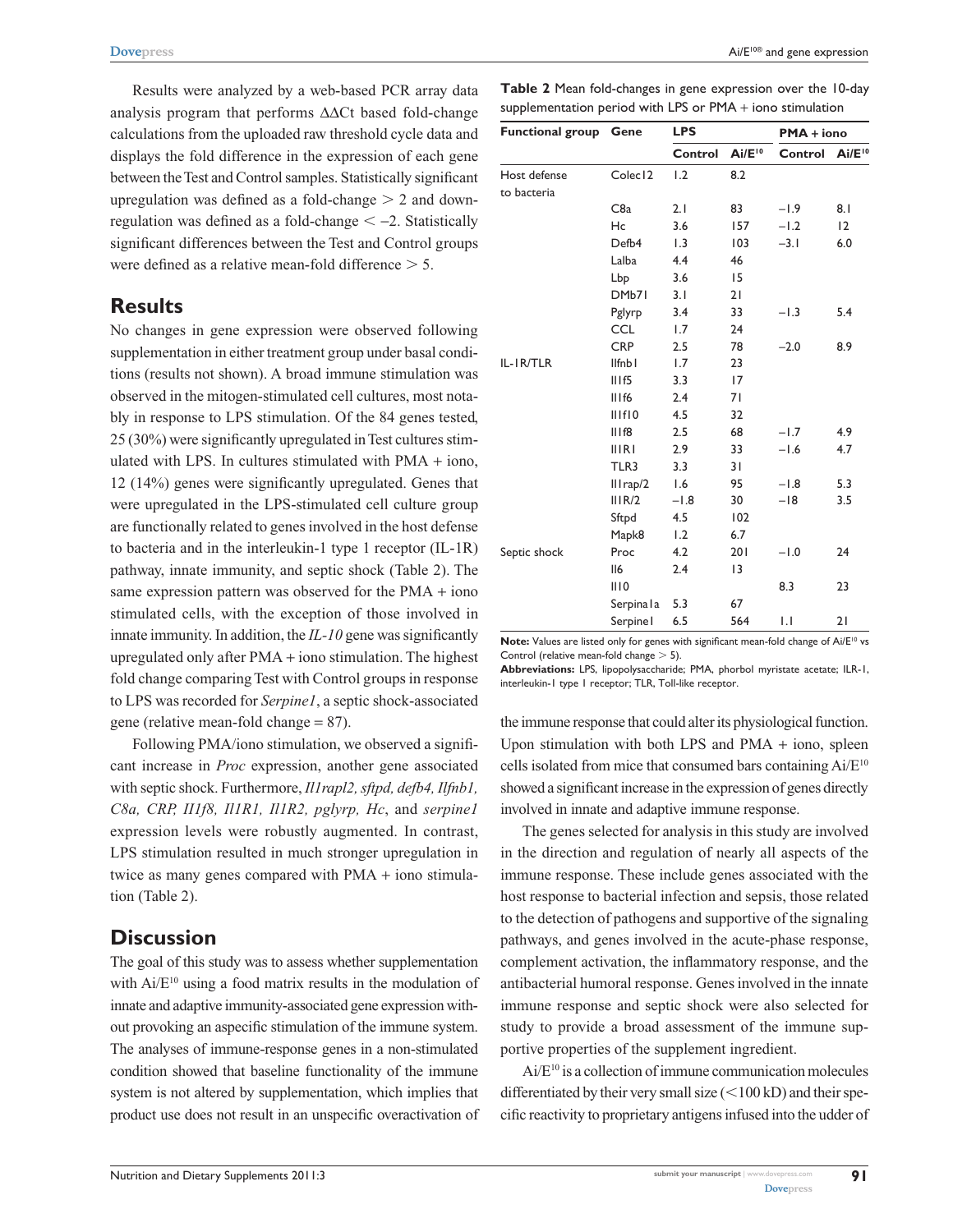Results were analyzed by a web-based PCR array data analysis program that performs ΔΔCt based fold-change calculations from the uploaded raw threshold cycle data and displays the fold difference in the expression of each gene between the Test and Control samples. Statistically significant upregulation was defined as a fold-change $> 2$ and downregulation was defined as a fold-change $< -2$. Statistically significant differences between the Test and Control groups were defined as a relative mean-fold difference $> 5$.

## Results

No changes in gene expression were observed following supplementation in either treatment group under basal conditions (results not shown). A broad immune stimulation was observed in the mitogen-stimulated cell cultures, most notably in response to LPS stimulation. Of the 84 genes tested, 25 (30%) were significantly upregulated in Test cultures stimulated with LPS. In cultures stimulated with PMA + iono, 12 (14%) genes were significantly upregulated. Genes that were upregulated in the LPS-stimulated cell culture group are functionally related to genes involved in the host defense to bacteria and in the interleukin-1 type 1 receptor (IL-1R) pathway, innate immunity, and septic shock (Table 2). The same expression pattern was observed for the PMA + iono stimulated cells, with the exception of those involved in innate immunity. In addition, the *IL-10* gene was significantly upregulated only after PMA + iono stimulation. The highest fold change comparing Test with Control groups in response to LPS was recorded for *Serpine1*, a septic shock-associated gene (relative mean-fold change = 87).

Following PMA/iono stimulation, we observed a significant increase in *Proc* expression, another gene associated with septic shock. Furthermore, *Il1rapl2, sftpd, defb4, Ilfnb1, C8a, CRP, Il1f8, Il1R1, Il1R2, pglyrp, Hc*, and *serpine1* expression levels were robustly augmented. In contrast, LPS stimulation resulted in much stronger upregulation in twice as many genes compared with PMA + iono stimulation (Table 2).

**Table 2** Mean fold-changes in gene expression over the 10-day supplementation period with LPS or PMA + iono stimulation

| Functional group | Gene | LPS | | PMA + iono | |
|---|---|---|---|---|---|
| | | Control | Ai/E[10] | Control | Ai/E[10] |
| Host defense to bacteria | Colec12 | 1.2 | 8.2 | | |
| | C8a | 2.1 | 83 | −1.9 | 8.1 |
| | Hc | 3.6 | 157 | −1.2 | 12 |
| | Defb4 | 1.3 | 103 | −3.1 | 6.0 |
| | Lalba | 4.4 | 46 | | |
| | Lbp | 3.6 | 15 | | |
| | DMb71 | 3.1 | 21 | | |
| | Pglyrp | 3.4 | 33 | −1.3 | 5.4 |
| | CCL | 1.7 | 24 | | |
| | CRP | 2.5 | 78 | −2.0 | 8.9 |
| IL-1R/TLR | Ilfnb1 | 1.7 | 23 | | |
| | Il1f5 | 3.3 | 17 | | |
| | Il1f6 | 2.4 | 71 | | |
| | Il1f10 | 4.5 | 32 | | |
| | Il1f8 | 2.5 | 68 | −1.7 | 4.9 |
| | Il1R1 | 2.9 | 33 | −1.6 | 4.7 |
| | TLR3 | 3.3 | 31 | | |
| | Il1rap/2 | 1.6 | 95 | −1.8 | 5.3 |
| | Il1R/2 | −1.8 | 30 | −18 | 3.5 |
| | Sftpd | 4.5 | 102 | | |
| | Mapk8 | 1.2 | 6.7 | | |
| Septic shock | Proc | 4.2 | 201 | −1.0 | 24 |
| | Il6 | 2.4 | 13 | | |
| | Il10 | | | 8.3 | 23 |
| | Serpina1a | 5.3 | 67 | | |
| | Serpine1 | 6.5 | 564 | 1.1 | 21 |

**Note:** Values are listed only for genes with significant mean-fold change of Ai/E[10] vs Control (relative mean-fold change $> 5$).
**Abbreviations:** LPS, lipopolysaccharide; PMA, phorbol myristate acetate; ILR-1, interleukin-1 type 1 receptor; TLR, Toll-like receptor.

## Discussion

The goal of this study was to assess whether supplementation with Ai/E[10] using a food matrix results in the modulation of innate and adaptive immunity-associated gene expression without provoking an aspecific stimulation of the immune system. The analyses of immune-response genes in a non-stimulated condition showed that baseline functionality of the immune system is not altered by supplementation, which implies that product use does not result in an unspecific overactivation of the immune response that could alter its physiological function. Upon stimulation with both LPS and PMA + iono, spleen cells isolated from mice that consumed bars containing Ai/E[10] showed a significant increase in the expression of genes directly involved in innate and adaptive immune response.

The genes selected for analysis in this study are involved in the direction and regulation of nearly all aspects of the immune response. These include genes associated with the host response to bacterial infection and sepsis, those related to the detection of pathogens and supportive of the signaling pathways, and genes involved in the acute-phase response, complement activation, the inflammatory response, and the antibacterial humoral response. Genes involved in the innate immune response and septic shock were also selected for study to provide a broad assessment of the immune supportive properties of the supplement ingredient.

Ai/E[10] is a collection of immune communication molecules differentiated by their very small size (<100 kD) and their specific reactivity to proprietary antigens infused into the udder of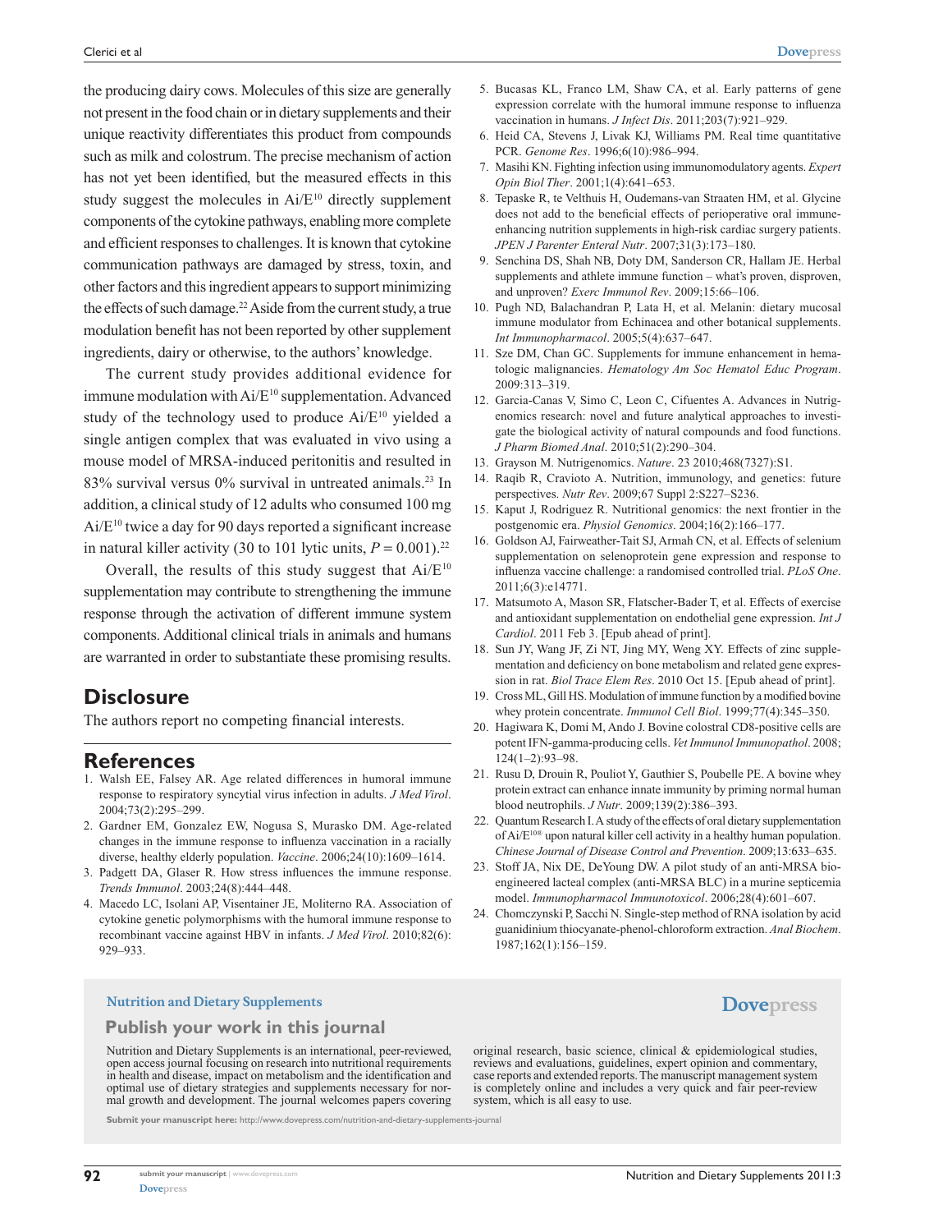the producing dairy cows. Molecules of this size are generally not present in the food chain or in dietary supplements and their unique reactivity differentiates this product from compounds such as milk and colostrum. The precise mechanism of action has not yet been identified, but the measured effects in this study suggest the molecules in Ai/E$^{10}$ directly supplement components of the cytokine pathways, enabling more complete and efficient responses to challenges. It is known that cytokine communication pathways are damaged by stress, toxin, and other factors and this ingredient appears to support minimizing the effects of such damage.[22] Aside from the current study, a true modulation benefit has not been reported by other supplement ingredients, dairy or otherwise, to the authors' knowledge.

The current study provides additional evidence for immune modulation with Ai/E$^{10}$ supplementation. Advanced study of the technology used to produce Ai/E$^{10}$ yielded a single antigen complex that was evaluated in vivo using a mouse model of MRSA-induced peritonitis and resulted in 83% survival versus 0% survival in untreated animals.[23] In addition, a clinical study of 12 adults who consumed 100 mg Ai/E$^{10}$ twice a day for 90 days reported a significant increase in natural killer activity (30 to 101 lytic units, $P = 0.001$).[22]

Overall, the results of this study suggest that Ai/E$^{10}$ supplementation may contribute to strengthening the immune response through the activation of different immune system components. Additional clinical trials in animals and humans are warranted in order to substantiate these promising results.

## Disclosure

The authors report no competing financial interests.

## References

1. Walsh EE, Falsey AR. Age related differences in humoral immune response to respiratory syncytial virus infection in adults. *J Med Virol*. 2004;73(2):295–299.
2. Gardner EM, Gonzalez EW, Nogusa S, Murasko DM. Age-related changes in the immune response to influenza vaccination in a racially diverse, healthy elderly population. *Vaccine*. 2006;24(10):1609–1614.
3. Padgett DA, Glaser R. How stress influences the immune response. *Trends Immunol*. 2003;24(8):444–448.
4. Macedo LC, Isolani AP, Visentainer JE, Moliterno RA. Association of cytokine genetic polymorphisms with the humoral immune response to recombinant vaccine against HBV in infants. *J Med Virol*. 2010;82(6): 929–933.
5. Bucasas KL, Franco LM, Shaw CA, et al. Early patterns of gene expression correlate with the humoral immune response to influenza vaccination in humans. *J Infect Dis*. 2011;203(7):921–929.
6. Heid CA, Stevens J, Livak KJ, Williams PM. Real time quantitative PCR. *Genome Res*. 1996;6(10):986–994.
7. Masihi KN. Fighting infection using immunomodulatory agents. *Expert Opin Biol Ther*. 2001;1(4):641–653.
8. Tepaske R, te Velthuis H, Oudemans-van Straaten HM, et al. Glycine does not add to the beneficial effects of perioperative oral immune-enhancing nutrition supplements in high-risk cardiac surgery patients. *JPEN J Parenter Enteral Nutr*. 2007;31(3):173–180.
9. Senchina DS, Shah NB, Doty DM, Sanderson CR, Hallam JE. Herbal supplements and athlete immune function – what's proven, disproven, and unproven? *Exerc Immunol Rev*. 2009;15:66–106.
10. Pugh ND, Balachandran P, Lata H, et al. Melanin: dietary mucosal immune modulator from Echinacea and other botanical supplements. *Int Immunopharmacol*. 2005;5(4):637–647.
11. Sze DM, Chan GC. Supplements for immune enhancement in hematologic malignancies. *Hematology Am Soc Hematol Educ Program*. 2009:313–319.
12. Garcia-Canas V, Simo C, Leon C, Cifuentes A. Advances in Nutrigenomics research: novel and future analytical approaches to investigate the biological activity of natural compounds and food functions. *J Pharm Biomed Anal*. 2010;51(2):290–304.
13. Grayson M. Nutrigenomics. *Nature*. 23 2010;468(7327):S1.
14. Raqib R, Cravioto A. Nutrition, immunology, and genetics: future perspectives. *Nutr Rev*. 2009;67 Suppl 2:S227–S236.
15. Kaput J, Rodriguez R. Nutritional genomics: the next frontier in the postgenomic era. *Physiol Genomics*. 2004;16(2):166–177.
16. Goldson AJ, Fairweather-Tait SJ, Armah CN, et al. Effects of selenium supplementation on selenoprotein gene expression and response to influenza vaccine challenge: a randomised controlled trial. *PLoS One*. 2011;6(3):e14771.
17. Matsumoto A, Mason SR, Flatscher-Bader T, et al. Effects of exercise and antioxidant supplementation on endothelial gene expression. *Int J Cardiol*. 2011 Feb 3. [Epub ahead of print].
18. Sun JY, Wang JF, Zi NT, Jing MY, Weng XY. Effects of zinc supplementation and deficiency on bone metabolism and related gene expression in rat. *Biol Trace Elem Res*. 2010 Oct 15. [Epub ahead of print].
19. Cross ML, Gill HS. Modulation of immune function by a modified bovine whey protein concentrate. *Immunol Cell Biol*. 1999;77(4):345–350.
20. Hagiwara K, Domi M, Ando J. Bovine colostral CD8-positive cells are potent IFN-gamma-producing cells. *Vet Immunol Immunopathol*. 2008; 124(1–2):93–98.
21. Rusu D, Drouin R, Pouliot Y, Gauthier S, Poubelle PE. A bovine whey protein extract can enhance innate immunity by priming normal human blood neutrophils. *J Nutr*. 2009;139(2):386–393.
22. Quantum Research I. A study of the effects of oral dietary supplementation of Ai/E$^{10®}$ upon natural killer cell activity in a healthy human population. *Chinese Journal of Disease Control and Prevention*. 2009;13:633–635.
23. Stoff JA, Nix DE, DeYoung DW. A pilot study of an anti-MRSA bioengineered lacteal complex (anti-MRSA BLC) in a murine septicemia model. *Immunopharmacol Immunotoxicol*. 2006;28(4):601–607.
24. Chomczynski P, Sacchi N. Single-step method of RNA isolation by acid guanidinium thiocyanate-phenol-chloroform extraction. *Anal Biochem*. 1987;162(1):156–159.

**Nutrition and Dietary Supplements**

**Publish your work in this journal**

Nutrition and Dietary Supplements is an international, peer-reviewed, open access journal focusing on research into nutritional requirements in health and disease, impact on metabolism and the identification and optimal use of dietary strategies and supplements necessary for normal growth and development. The journal welcomes papers covering original research, basic science, clinical & epidemiological studies, reviews and evaluations, guidelines, expert opinion and commentary, case reports and extended reports. The manuscript management system is completely online and includes a very quick and fair peer-review system, which is all easy to use.

**Submit your manuscript here:** http://www.dovepress.com/nutrition-and-dietary-supplements-journal